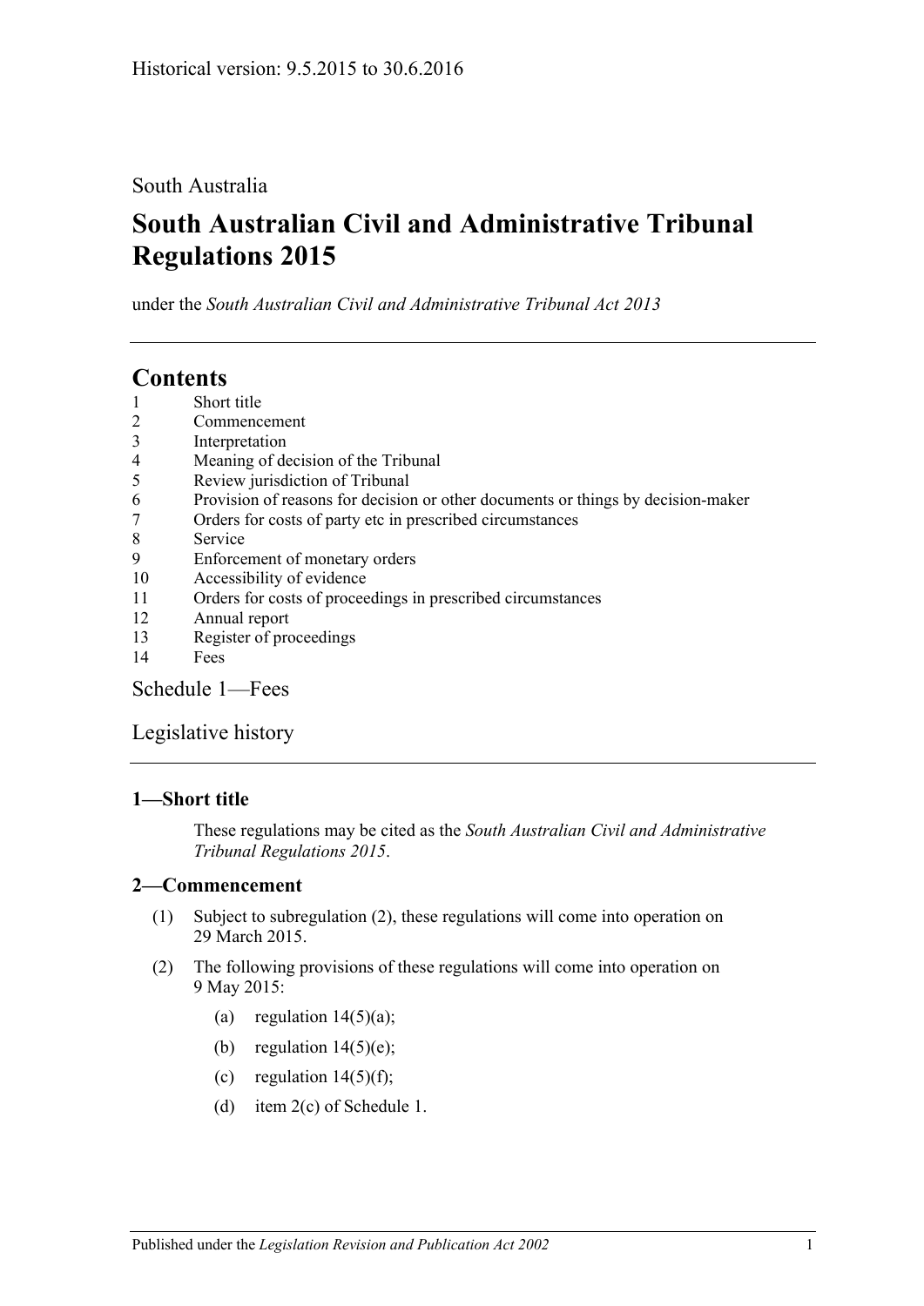Historical version: 9.5.2015 to 30.6.2016

South Australia

# South Australian Civil and Administrative Tribunal Regulations 2015

under the *South Australian Civil and Administrative Tribunal Act 2013*

## Contents

1 Short title
2 Commencement
3 Interpretation
4 Meaning of decision of the Tribunal
5 Review jurisdiction of Tribunal
6 Provision of reasons for decision or other documents or things by decision-maker
7 Orders for costs of party etc in prescribed circumstances
8 Service
9 Enforcement of monetary orders
10 Accessibility of evidence
11 Orders for costs of proceedings in prescribed circumstances
12 Annual report
13 Register of proceedings
14 Fees

Schedule 1—Fees

Legislative history

### 1—Short title

These regulations may be cited as the *South Australian Civil and Administrative Tribunal Regulations 2015*.

### 2—Commencement

(1) Subject to subregulation (2), these regulations will come into operation on 29 March 2015.

(2) The following provisions of these regulations will come into operation on 9 May 2015:

(a) regulation 14(5)(a);

(b) regulation 14(5)(e);

(c) regulation 14(5)(f);

(d) item 2(c) of Schedule 1.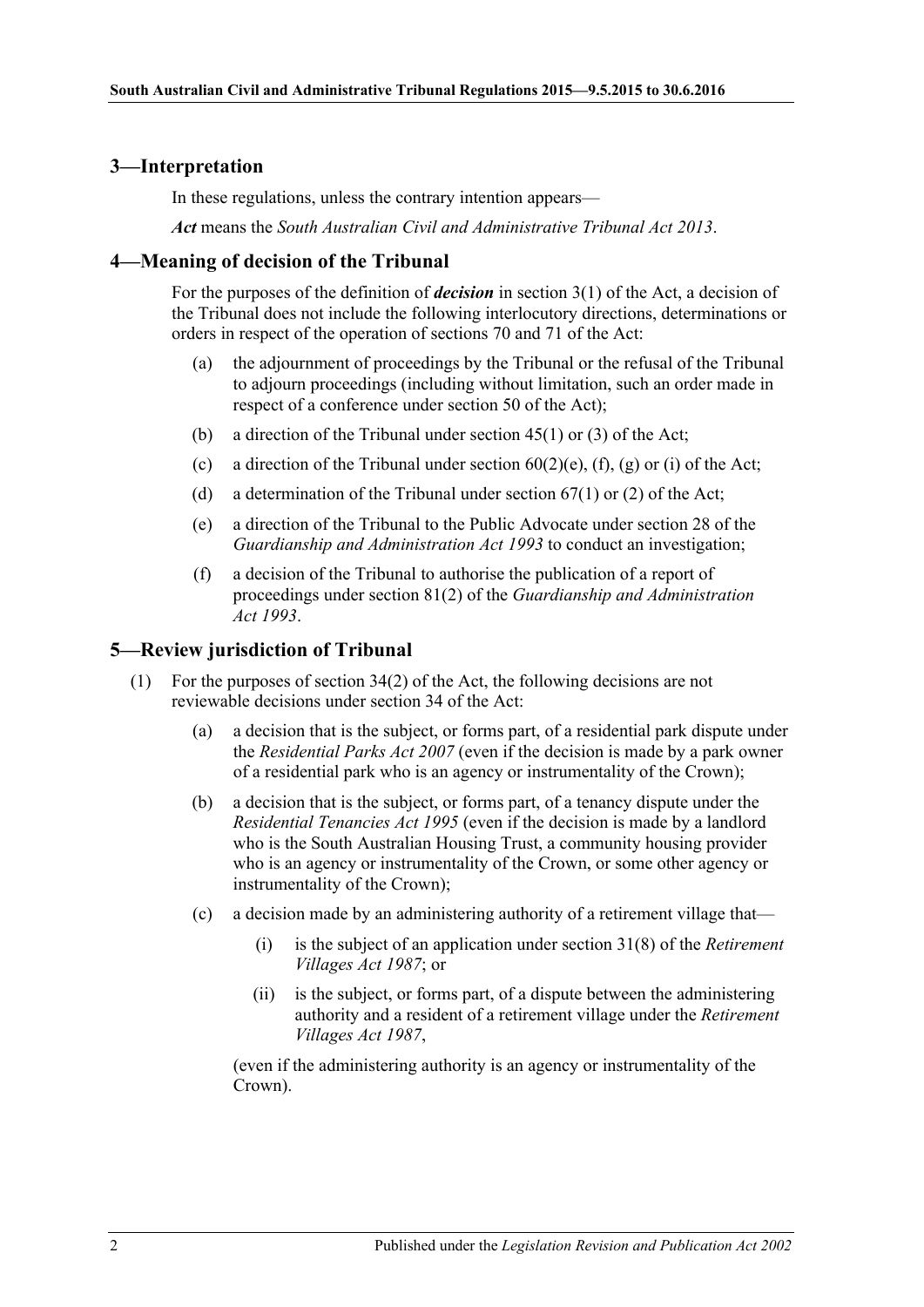## 3—Interpretation

In these regulations, unless the contrary intention appears—

***Act*** means the *South Australian Civil and Administrative Tribunal Act 2013*.

## 4—Meaning of decision of the Tribunal

For the purposes of the definition of ***decision*** in section 3(1) of the Act, a decision of the Tribunal does not include the following interlocutory directions, determinations or orders in respect of the operation of sections 70 and 71 of the Act:

(a) the adjournment of proceedings by the Tribunal or the refusal of the Tribunal to adjourn proceedings (including without limitation, such an order made in respect of a conference under section 50 of the Act);

(b) a direction of the Tribunal under section 45(1) or (3) of the Act;

(c) a direction of the Tribunal under section 60(2)(e), (f), (g) or (i) of the Act;

(d) a determination of the Tribunal under section 67(1) or (2) of the Act;

(e) a direction of the Tribunal to the Public Advocate under section 28 of the *Guardianship and Administration Act 1993* to conduct an investigation;

(f) a decision of the Tribunal to authorise the publication of a report of proceedings under section 81(2) of the *Guardianship and Administration Act 1993*.

## 5—Review jurisdiction of Tribunal

(1) For the purposes of section 34(2) of the Act, the following decisions are not reviewable decisions under section 34 of the Act:

(a) a decision that is the subject, or forms part, of a residential park dispute under the *Residential Parks Act 2007* (even if the decision is made by a park owner of a residential park who is an agency or instrumentality of the Crown);

(b) a decision that is the subject, or forms part, of a tenancy dispute under the *Residential Tenancies Act 1995* (even if the decision is made by a landlord who is the South Australian Housing Trust, a community housing provider who is an agency or instrumentality of the Crown, or some other agency or instrumentality of the Crown);

(c) a decision made by an administering authority of a retirement village that—

(i) is the subject of an application under section 31(8) of the *Retirement Villages Act 1987*; or

(ii) is the subject, or forms part, of a dispute between the administering authority and a resident of a retirement village under the *Retirement Villages Act 1987*,

(even if the administering authority is an agency or instrumentality of the Crown).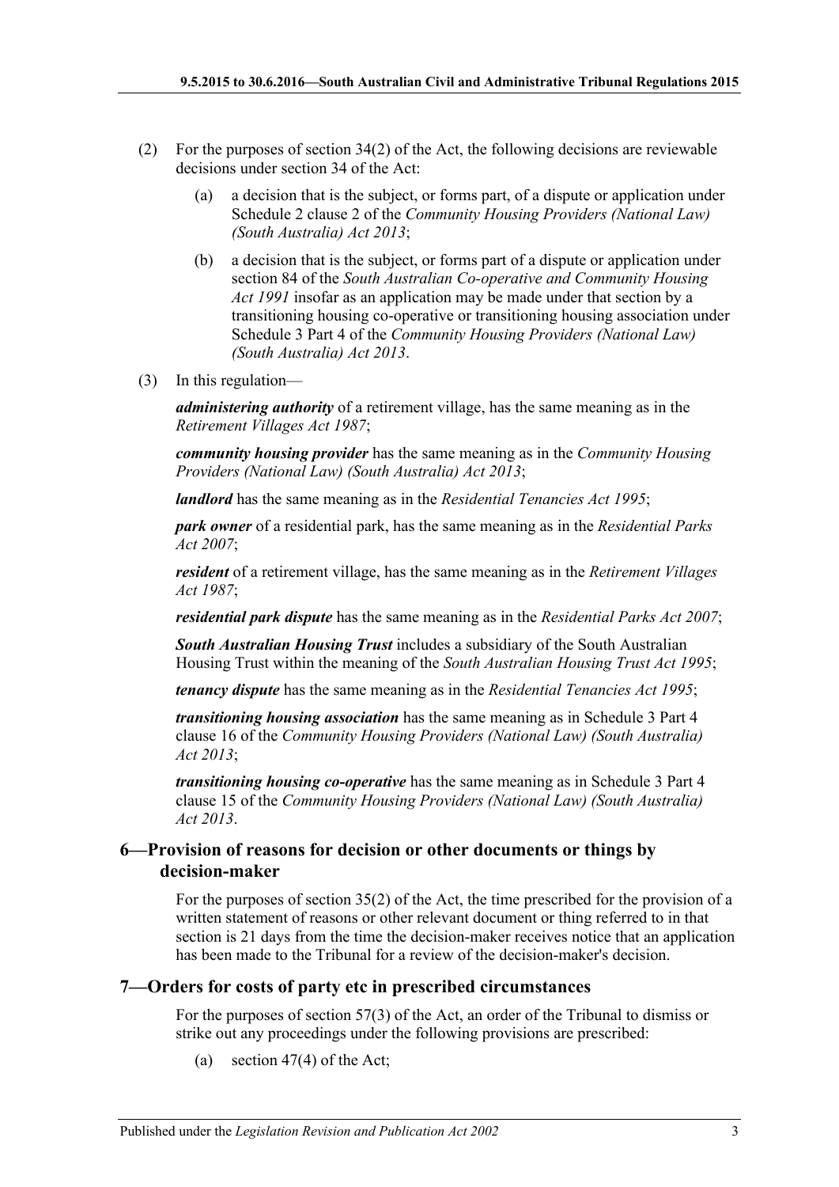(2) For the purposes of section 34(2) of the Act, the following decisions are reviewable decisions under section 34 of the Act:

(a) a decision that is the subject, or forms part, of a dispute or application under Schedule 2 clause 2 of the *Community Housing Providers (National Law) (South Australia) Act 2013*;

(b) a decision that is the subject, or forms part of a dispute or application under section 84 of the *South Australian Co-operative and Community Housing Act 1991* insofar as an application may be made under that section by a transitioning housing co-operative or transitioning housing association under Schedule 3 Part 4 of the *Community Housing Providers (National Law) (South Australia) Act 2013*.

(3) In this regulation—

***administering authority*** of a retirement village, has the same meaning as in the *Retirement Villages Act 1987*;

***community housing provider*** has the same meaning as in the *Community Housing Providers (National Law) (South Australia) Act 2013*;

***landlord*** has the same meaning as in the *Residential Tenancies Act 1995*;

***park owner*** of a residential park, has the same meaning as in the *Residential Parks Act 2007*;

***resident*** of a retirement village, has the same meaning as in the *Retirement Villages Act 1987*;

***residential park dispute*** has the same meaning as in the *Residential Parks Act 2007*;

***South Australian Housing Trust*** includes a subsidiary of the South Australian Housing Trust within the meaning of the *South Australian Housing Trust Act 1995*;

***tenancy dispute*** has the same meaning as in the *Residential Tenancies Act 1995*;

***transitioning housing association*** has the same meaning as in Schedule 3 Part 4 clause 16 of the *Community Housing Providers (National Law) (South Australia) Act 2013*;

***transitioning housing co-operative*** has the same meaning as in Schedule 3 Part 4 clause 15 of the *Community Housing Providers (National Law) (South Australia) Act 2013*.

## 6—Provision of reasons for decision or other documents or things by decision-maker

For the purposes of section 35(2) of the Act, the time prescribed for the provision of a written statement of reasons or other relevant document or thing referred to in that section is 21 days from the time the decision-maker receives notice that an application has been made to the Tribunal for a review of the decision-maker's decision.

## 7—Orders for costs of party etc in prescribed circumstances

For the purposes of section 57(3) of the Act, an order of the Tribunal to dismiss or strike out any proceedings under the following provisions are prescribed:

(a) section 47(4) of the Act;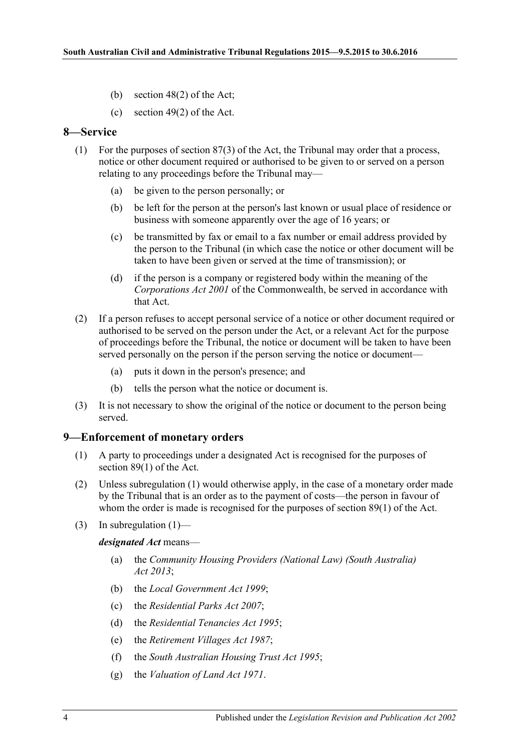(b) section 48(2) of the Act;

(c) section 49(2) of the Act.

## 8—Service

(1) For the purposes of section 87(3) of the Act, the Tribunal may order that a process, notice or other document required or authorised to be given to or served on a person relating to any proceedings before the Tribunal may—

(a) be given to the person personally; or

(b) be left for the person at the person's last known or usual place of residence or business with someone apparently over the age of 16 years; or

(c) be transmitted by fax or email to a fax number or email address provided by the person to the Tribunal (in which case the notice or other document will be taken to have been given or served at the time of transmission); or

(d) if the person is a company or registered body within the meaning of the *Corporations Act 2001* of the Commonwealth, be served in accordance with that Act.

(2) If a person refuses to accept personal service of a notice or other document required or authorised to be served on the person under the Act, or a relevant Act for the purpose of proceedings before the Tribunal, the notice or document will be taken to have been served personally on the person if the person serving the notice or document—

(a) puts it down in the person's presence; and

(b) tells the person what the notice or document is.

(3) It is not necessary to show the original of the notice or document to the person being served.

## 9—Enforcement of monetary orders

(1) A party to proceedings under a designated Act is recognised for the purposes of section 89(1) of the Act.

(2) Unless subregulation (1) would otherwise apply, in the case of a monetary order made by the Tribunal that is an order as to the payment of costs—the person in favour of whom the order is made is recognised for the purposes of section 89(1) of the Act.

(3) In subregulation (1)—

***designated Act*** means—

(a) the *Community Housing Providers (National Law) (South Australia) Act 2013*;

(b) the *Local Government Act 1999*;

(c) the *Residential Parks Act 2007*;

(d) the *Residential Tenancies Act 1995*;

(e) the *Retirement Villages Act 1987*;

(f) the *South Australian Housing Trust Act 1995*;

(g) the *Valuation of Land Act 1971*.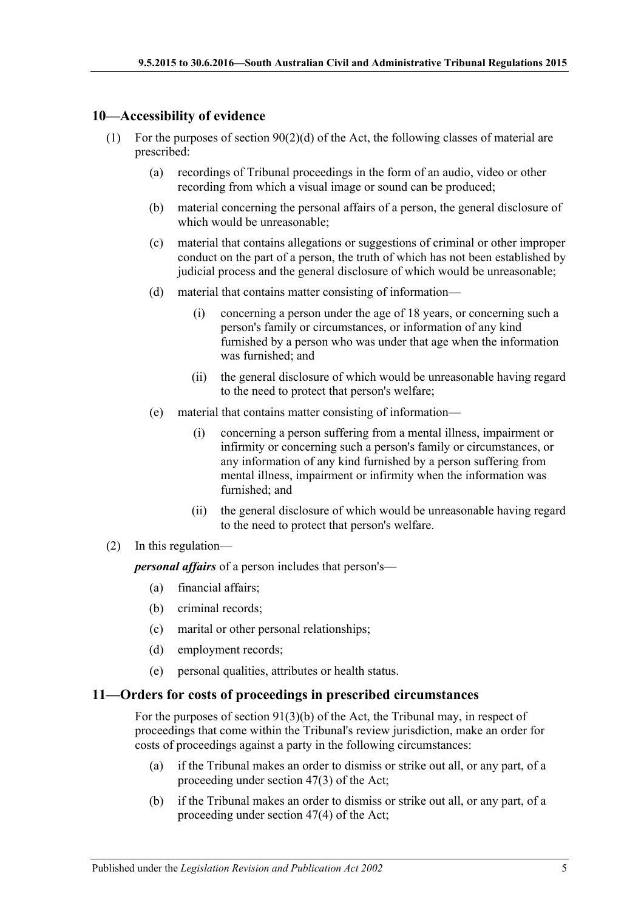## 10—Accessibility of evidence

(1) For the purposes of section 90(2)(d) of the Act, the following classes of material are prescribed:

   (a) recordings of Tribunal proceedings in the form of an audio, video or other recording from which a visual image or sound can be produced;

   (b) material concerning the personal affairs of a person, the general disclosure of which would be unreasonable;

   (c) material that contains allegations or suggestions of criminal or other improper conduct on the part of a person, the truth of which has not been established by judicial process and the general disclosure of which would be unreasonable;

   (d) material that contains matter consisting of information—

      (i) concerning a person under the age of 18 years, or concerning such a person's family or circumstances, or information of any kind furnished by a person who was under that age when the information was furnished; and

      (ii) the general disclosure of which would be unreasonable having regard to the need to protect that person's welfare;

   (e) material that contains matter consisting of information—

      (i) concerning a person suffering from a mental illness, impairment or infirmity or concerning such a person's family or circumstances, or any information of any kind furnished by a person suffering from mental illness, impairment or infirmity when the information was furnished; and

      (ii) the general disclosure of which would be unreasonable having regard to the need to protect that person's welfare.

(2) In this regulation—

***personal affairs*** of a person includes that person's—

   (a) financial affairs;

   (b) criminal records;

   (c) marital or other personal relationships;

   (d) employment records;

   (e) personal qualities, attributes or health status.

## 11—Orders for costs of proceedings in prescribed circumstances

For the purposes of section 91(3)(b) of the Act, the Tribunal may, in respect of proceedings that come within the Tribunal's review jurisdiction, make an order for costs of proceedings against a party in the following circumstances:

   (a) if the Tribunal makes an order to dismiss or strike out all, or any part, of a proceeding under section 47(3) of the Act;

   (b) if the Tribunal makes an order to dismiss or strike out all, or any part, of a proceeding under section 47(4) of the Act;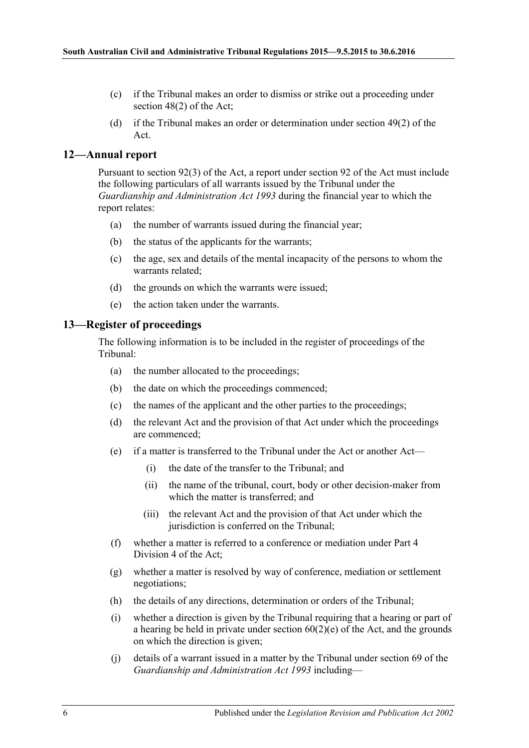(c) if the Tribunal makes an order to dismiss or strike out a proceeding under section 48(2) of the Act;

(d) if the Tribunal makes an order or determination under section 49(2) of the Act.

## 12—Annual report

Pursuant to section 92(3) of the Act, a report under section 92 of the Act must include the following particulars of all warrants issued by the Tribunal under the *Guardianship and Administration Act 1993* during the financial year to which the report relates:

(a) the number of warrants issued during the financial year;

(b) the status of the applicants for the warrants;

(c) the age, sex and details of the mental incapacity of the persons to whom the warrants related;

(d) the grounds on which the warrants were issued;

(e) the action taken under the warrants.

## 13—Register of proceedings

The following information is to be included in the register of proceedings of the Tribunal:

(a) the number allocated to the proceedings;

(b) the date on which the proceedings commenced;

(c) the names of the applicant and the other parties to the proceedings;

(d) the relevant Act and the provision of that Act under which the proceedings are commenced;

(e) if a matter is transferred to the Tribunal under the Act or another Act—

(i) the date of the transfer to the Tribunal; and

(ii) the name of the tribunal, court, body or other decision-maker from which the matter is transferred; and

(iii) the relevant Act and the provision of that Act under which the jurisdiction is conferred on the Tribunal;

(f) whether a matter is referred to a conference or mediation under Part 4 Division 4 of the Act;

(g) whether a matter is resolved by way of conference, mediation or settlement negotiations;

(h) the details of any directions, determination or orders of the Tribunal;

(i) whether a direction is given by the Tribunal requiring that a hearing or part of a hearing be held in private under section 60(2)(e) of the Act, and the grounds on which the direction is given;

(j) details of a warrant issued in a matter by the Tribunal under section 69 of the *Guardianship and Administration Act 1993* including—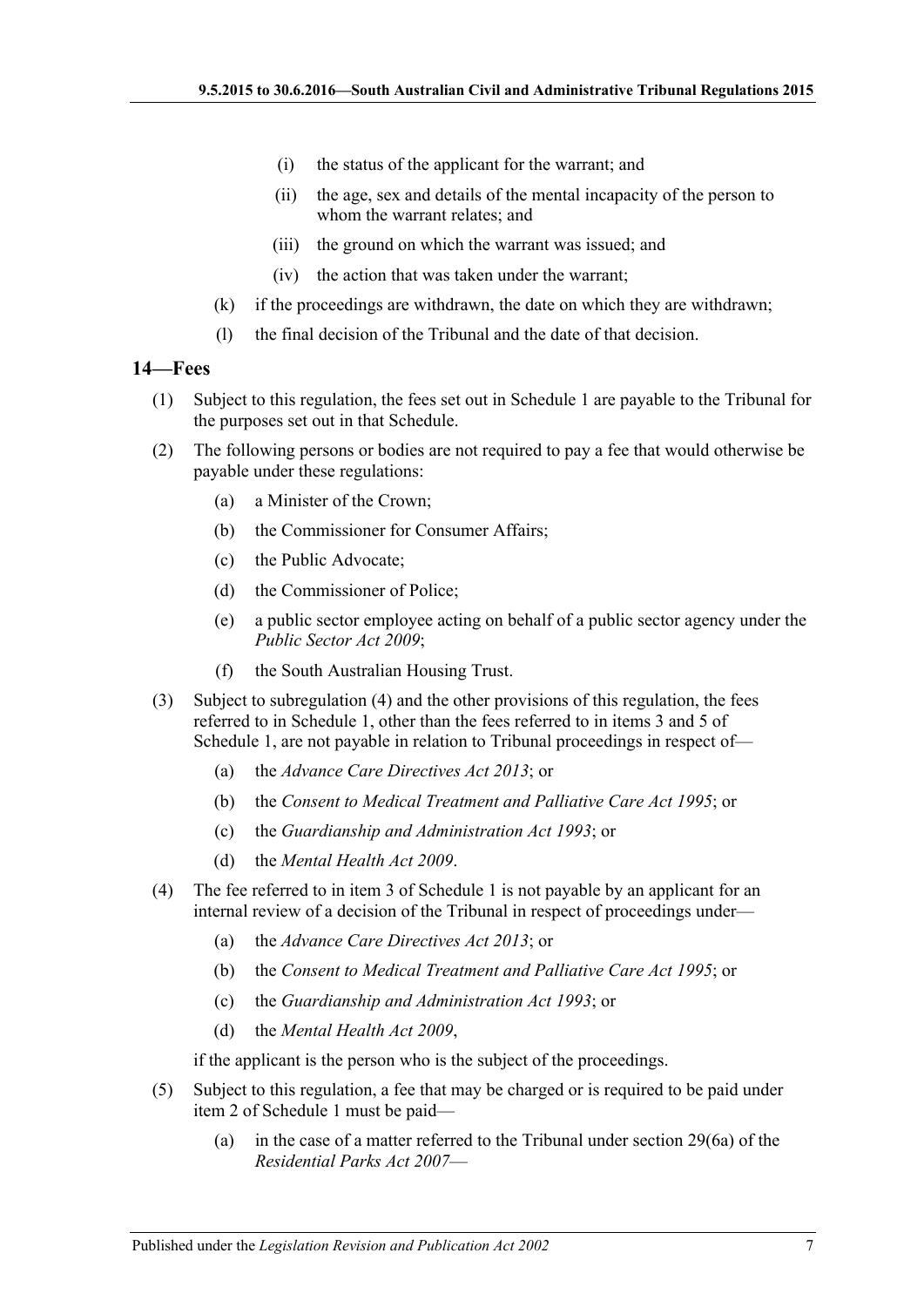(i) the status of the applicant for the warrant; and

(ii) the age, sex and details of the mental incapacity of the person to whom the warrant relates; and

(iii) the ground on which the warrant was issued; and

(iv) the action that was taken under the warrant;

(k) if the proceedings are withdrawn, the date on which they are withdrawn;

(l) the final decision of the Tribunal and the date of that decision.

## 14—Fees

(1) Subject to this regulation, the fees set out in Schedule 1 are payable to the Tribunal for the purposes set out in that Schedule.

(2) The following persons or bodies are not required to pay a fee that would otherwise be payable under these regulations:

(a) a Minister of the Crown;

(b) the Commissioner for Consumer Affairs;

(c) the Public Advocate;

(d) the Commissioner of Police;

(e) a public sector employee acting on behalf of a public sector agency under the *Public Sector Act 2009*;

(f) the South Australian Housing Trust.

(3) Subject to subregulation (4) and the other provisions of this regulation, the fees referred to in Schedule 1, other than the fees referred to in items 3 and 5 of Schedule 1, are not payable in relation to Tribunal proceedings in respect of—

(a) the *Advance Care Directives Act 2013*; or

(b) the *Consent to Medical Treatment and Palliative Care Act 1995*; or

(c) the *Guardianship and Administration Act 1993*; or

(d) the *Mental Health Act 2009*.

(4) The fee referred to in item 3 of Schedule 1 is not payable by an applicant for an internal review of a decision of the Tribunal in respect of proceedings under—

(a) the *Advance Care Directives Act 2013*; or

(b) the *Consent to Medical Treatment and Palliative Care Act 1995*; or

(c) the *Guardianship and Administration Act 1993*; or

(d) the *Mental Health Act 2009*,

if the applicant is the person who is the subject of the proceedings.

(5) Subject to this regulation, a fee that may be charged or is required to be paid under item 2 of Schedule 1 must be paid—

(a) in the case of a matter referred to the Tribunal under section 29(6a) of the *Residential Parks Act 2007*—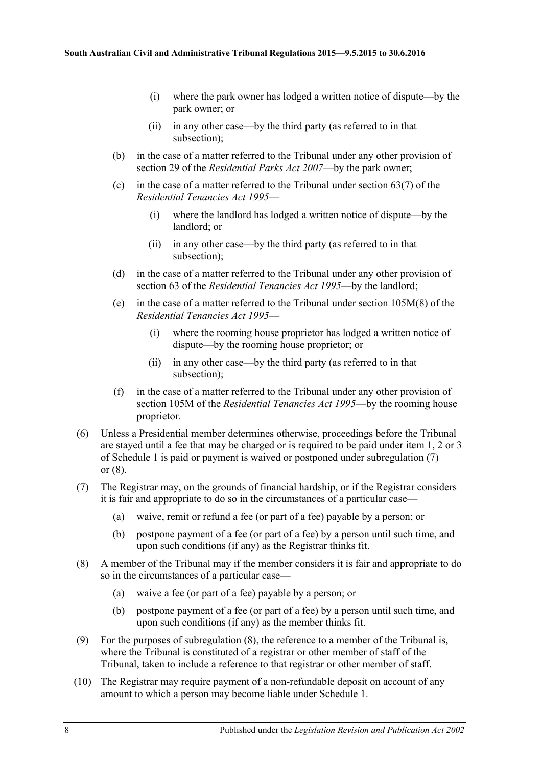(i) where the park owner has lodged a written notice of dispute—by the park owner; or

(ii) in any other case—by the third party (as referred to in that subsection);

(b) in the case of a matter referred to the Tribunal under any other provision of section 29 of the *Residential Parks Act 2007*—by the park owner;

(c) in the case of a matter referred to the Tribunal under section 63(7) of the *Residential Tenancies Act 1995*—

(i) where the landlord has lodged a written notice of dispute—by the landlord; or

(ii) in any other case—by the third party (as referred to in that subsection);

(d) in the case of a matter referred to the Tribunal under any other provision of section 63 of the *Residential Tenancies Act 1995*—by the landlord;

(e) in the case of a matter referred to the Tribunal under section 105M(8) of the *Residential Tenancies Act 1995*—

(i) where the rooming house proprietor has lodged a written notice of dispute—by the rooming house proprietor; or

(ii) in any other case—by the third party (as referred to in that subsection);

(f) in the case of a matter referred to the Tribunal under any other provision of section 105M of the *Residential Tenancies Act 1995*—by the rooming house proprietor.

(6) Unless a Presidential member determines otherwise, proceedings before the Tribunal are stayed until a fee that may be charged or is required to be paid under item 1, 2 or 3 of Schedule 1 is paid or payment is waived or postponed under subregulation (7) or (8).

(7) The Registrar may, on the grounds of financial hardship, or if the Registrar considers it is fair and appropriate to do so in the circumstances of a particular case—

(a) waive, remit or refund a fee (or part of a fee) payable by a person; or

(b) postpone payment of a fee (or part of a fee) by a person until such time, and upon such conditions (if any) as the Registrar thinks fit.

(8) A member of the Tribunal may if the member considers it is fair and appropriate to do so in the circumstances of a particular case—

(a) waive a fee (or part of a fee) payable by a person; or

(b) postpone payment of a fee (or part of a fee) by a person until such time, and upon such conditions (if any) as the member thinks fit.

(9) For the purposes of subregulation (8), the reference to a member of the Tribunal is, where the Tribunal is constituted of a registrar or other member of staff of the Tribunal, taken to include a reference to that registrar or other member of staff.

(10) The Registrar may require payment of a non-refundable deposit on account of any amount to which a person may become liable under Schedule 1.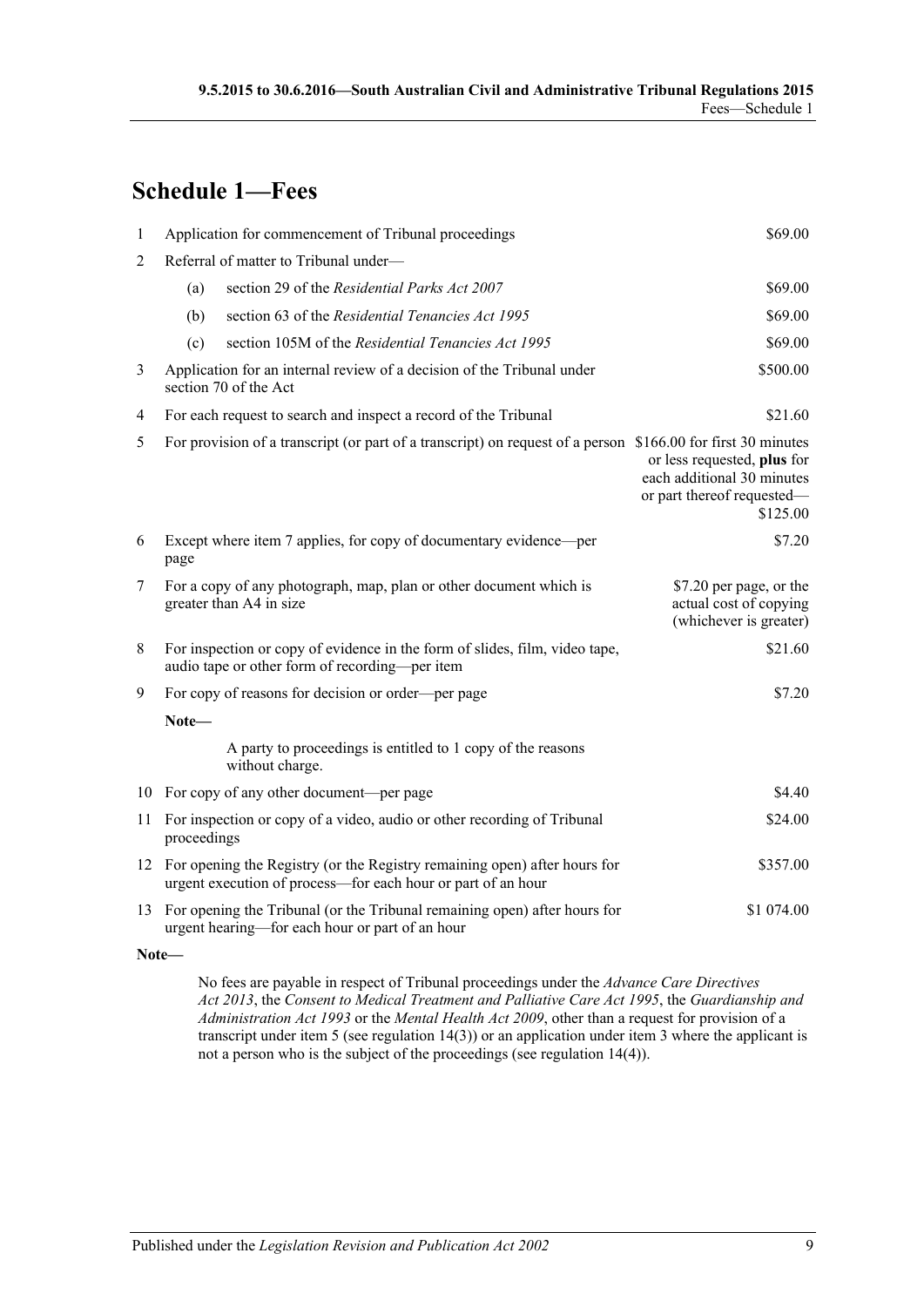# Schedule 1—Fees

| | | |
|---|---|---|
| 1 | Application for commencement of Tribunal proceedings | \$69.00 |
| 2 | Referral of matter to Tribunal under— | |
| | (a) section 29 of the *Residential Parks Act 2007* | \$69.00 |
| | (b) section 63 of the *Residential Tenancies Act 1995* | \$69.00 |
| | (c) section 105M of the *Residential Tenancies Act 1995* | \$69.00 |
| 3 | Application for an internal review of a decision of the Tribunal under section 70 of the Act | \$500.00 |
| 4 | For each request to search and inspect a record of the Tribunal | \$21.60 |
| 5 | For provision of a transcript (or part of a transcript) on request of a person | \$166.00 for first 30 minutes or less requested, **plus** for each additional 30 minutes or part thereof requested—\$125.00 |
| 6 | Except where item 7 applies, for copy of documentary evidence—per page | \$7.20 |
| 7 | For a copy of any photograph, map, plan or other document which is greater than A4 in size | \$7.20 per page, or the actual cost of copying (whichever is greater) |
| 8 | For inspection or copy of evidence in the form of slides, film, video tape, audio tape or other form of recording—per item | \$21.60 |
| 9 | For copy of reasons for decision or order—per page | \$7.20 |
| | **Note—** A party to proceedings is entitled to 1 copy of the reasons without charge. | |
| 10 | For copy of any other document—per page | \$4.40 |
| 11 | For inspection or copy of a video, audio or other recording of Tribunal proceedings | \$24.00 |
| 12 | For opening the Registry (or the Registry remaining open) after hours for urgent execution of process—for each hour or part of an hour | \$357.00 |
| 13 | For opening the Tribunal (or the Tribunal remaining open) after hours for urgent hearing—for each hour or part of an hour | \$1 074.00 |

**Note—**

No fees are payable in respect of Tribunal proceedings under the *Advance Care Directives Act 2013*, the *Consent to Medical Treatment and Palliative Care Act 1995*, the *Guardianship and Administration Act 1993* or the *Mental Health Act 2009*, other than a request for provision of a transcript under item 5 (see regulation 14(3)) or an application under item 3 where the applicant is not a person who is the subject of the proceedings (see regulation 14(4)).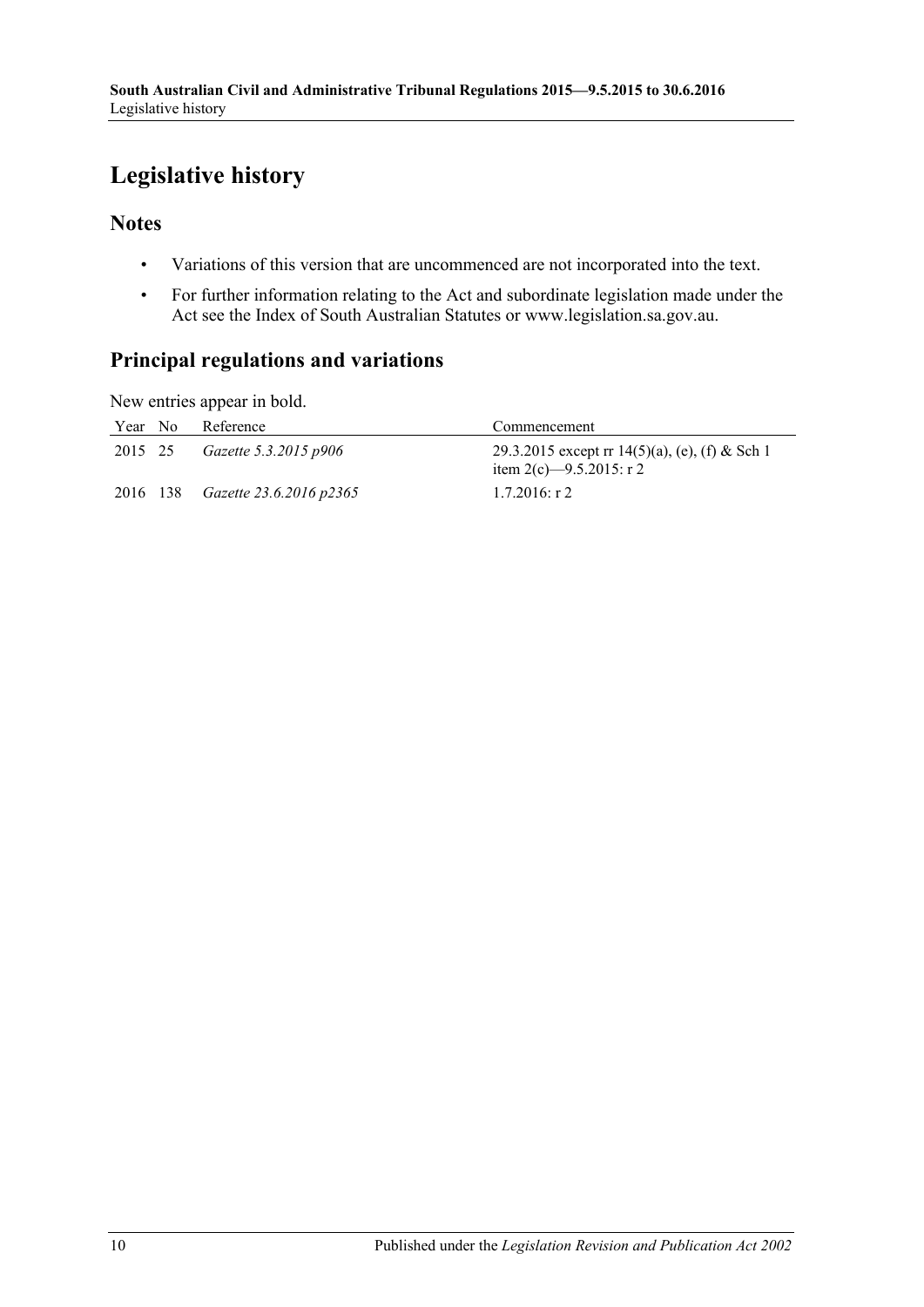# Legislative history

## Notes

- Variations of this version that are uncommenced are not incorporated into the text.
- For further information relating to the Act and subordinate legislation made under the Act see the Index of South Australian Statutes or www.legislation.sa.gov.au.

## Principal regulations and variations

New entries appear in bold.

| Year | No | Reference | Commencement |
|---|---|---|---|
| 2015 | 25 | *Gazette 5.3.2015 p906* | 29.3.2015 except rr 14(5)(a), (e), (f) & Sch 1 item 2(c)—9.5.2015: r 2 |
| 2016 | 138 | *Gazette 23.6.2016 p2365* | 1.7.2016: r 2 |